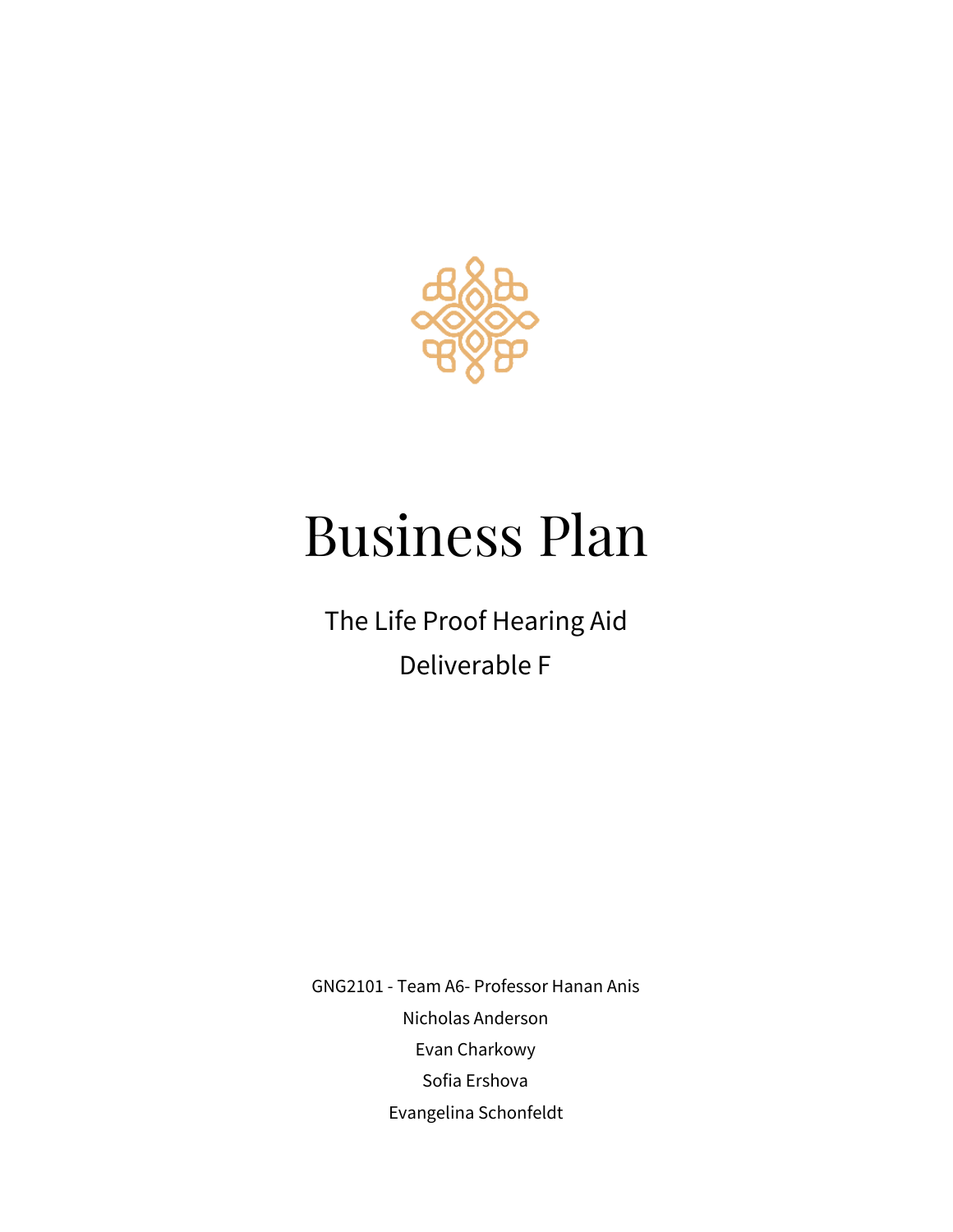# Business Plan

The Life Proof Hearing Aid

Deliverable F

GNG2101 - Team A6- Professor Hanan Anis

Nicholas Anderson

Evan Charkowy

Sofia Ershova

Evangelina Schonfeldt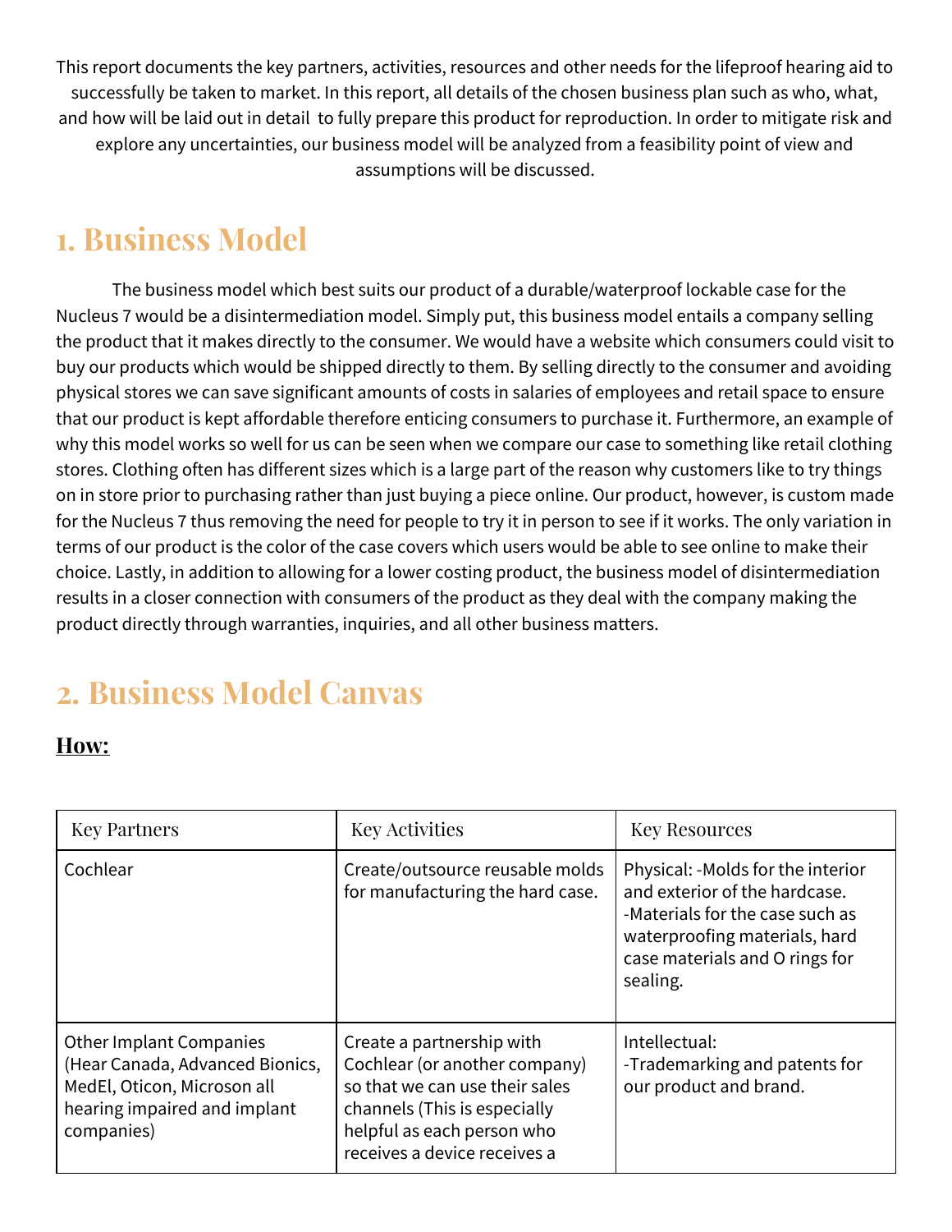This report documents the key partners, activities, resources and other needs for the lifeproof hearing aid to successfully be taken to market. In this report, all details of the chosen business plan such as who, what, and how will be laid out in detail to fully prepare this product for reproduction. In order to mitigate risk and explore any uncertainties, our business model will be analyzed from a feasibility point of view and assumptions will be discussed.

# 1. Business Model

The business model which best suits our product of a durable/waterproof lockable case for the Nucleus 7 would be a disintermediation model. Simply put, this business model entails a company selling the product that it makes directly to the consumer. We would have a website which consumers could visit to buy our products which would be shipped directly to them. By selling directly to the consumer and avoiding physical stores we can save significant amounts of costs in salaries of employees and retail space to ensure that our product is kept affordable therefore enticing consumers to purchase it. Furthermore, an example of why this model works so well for us can be seen when we compare our case to something like retail clothing stores. Clothing often has different sizes which is a large part of the reason why customers like to try things on in store prior to purchasing rather than just buying a piece online. Our product, however, is custom made for the Nucleus 7 thus removing the need for people to try it in person to see if it works. The only variation in terms of our product is the color of the case covers which users would be able to see online to make their choice. Lastly, in addition to allowing for a lower costing product, the business model of disintermediation results in a closer connection with consumers of the product as they deal with the company making the product directly through warranties, inquiries, and all other business matters.

# 2. Business Model Canvas

**How:**

| Key Partners | Key Activities | Key Resources |
|---|---|---|
| Cochlear | Create/outsource reusable molds for manufacturing the hard case. | Physical: -Molds for the interior and exterior of the hardcase. -Materials for the case such as waterproofing materials, hard case materials and O rings for sealing. |
| Other Implant Companies (Hear Canada, Advanced Bionics, MedEl, Oticon, Microson all hearing impaired and implant companies) | Create a partnership with Cochlear (or another company) so that we can use their sales channels (This is especially helpful as each person who receives a device receives a | Intellectual: -Trademarking and patents for our product and brand. |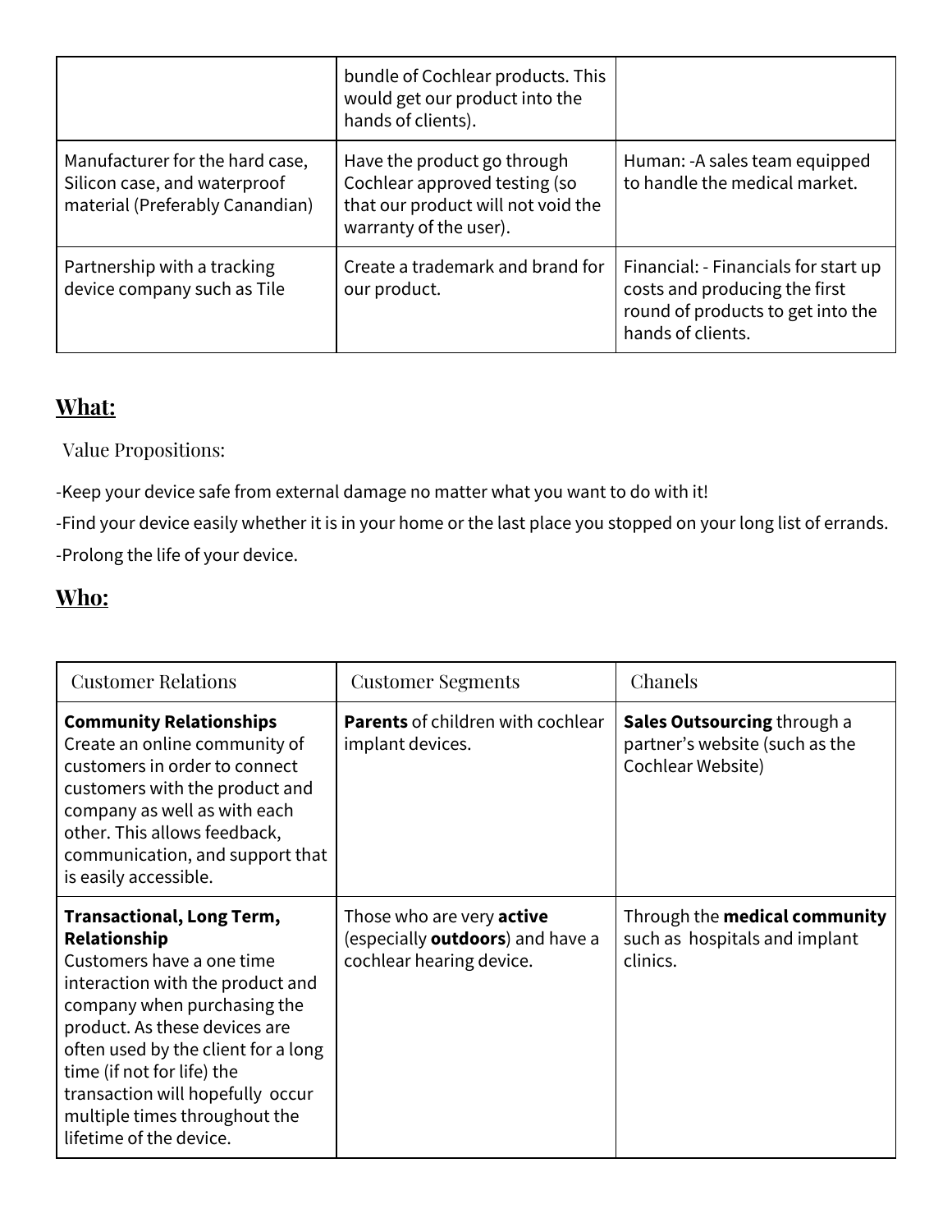|  |  |  |
|---|---|---|
|  | bundle of Cochlear products. This would get our product into the hands of clients). |  |
| Manufacturer for the hard case, Silicon case, and waterproof material (Preferably Canandian) | Have the product go through Cochlear approved testing (so that our product will not void the warranty of the user). | Human: -A sales team equipped to handle the medical market. |
| Partnership with a tracking device company such as Tile | Create a trademark and brand for our product. | Financial: - Financials for start up costs and producing the first round of products to get into the hands of clients. |

## What:

Value Propositions:

-Keep your device safe from external damage no matter what you want to do with it!

-Find your device easily whether it is in your home or the last place you stopped on your long list of errands.

-Prolong the life of your device.

## Who:

| Customer Relations | Customer Segments | Chanels |
|---|---|---|
| **Community Relationships** Create an online community of customers in order to connect customers with the product and company as well as with each other. This allows feedback, communication, and support that is easily accessible. | **Parents** of children with cochlear implant devices. | **Sales Outsourcing** through a partner's website (such as the Cochlear Website) |
| **Transactional, Long Term, Relationship** Customers have a one time interaction with the product and company when purchasing the product. As these devices are often used by the client for a long time (if not for life) the transaction will hopefully occur multiple times throughout the lifetime of the device. | Those who are very **active** (especially **outdoors**) and have a cochlear hearing device. | Through the **medical community** such as hospitals and implant clinics. |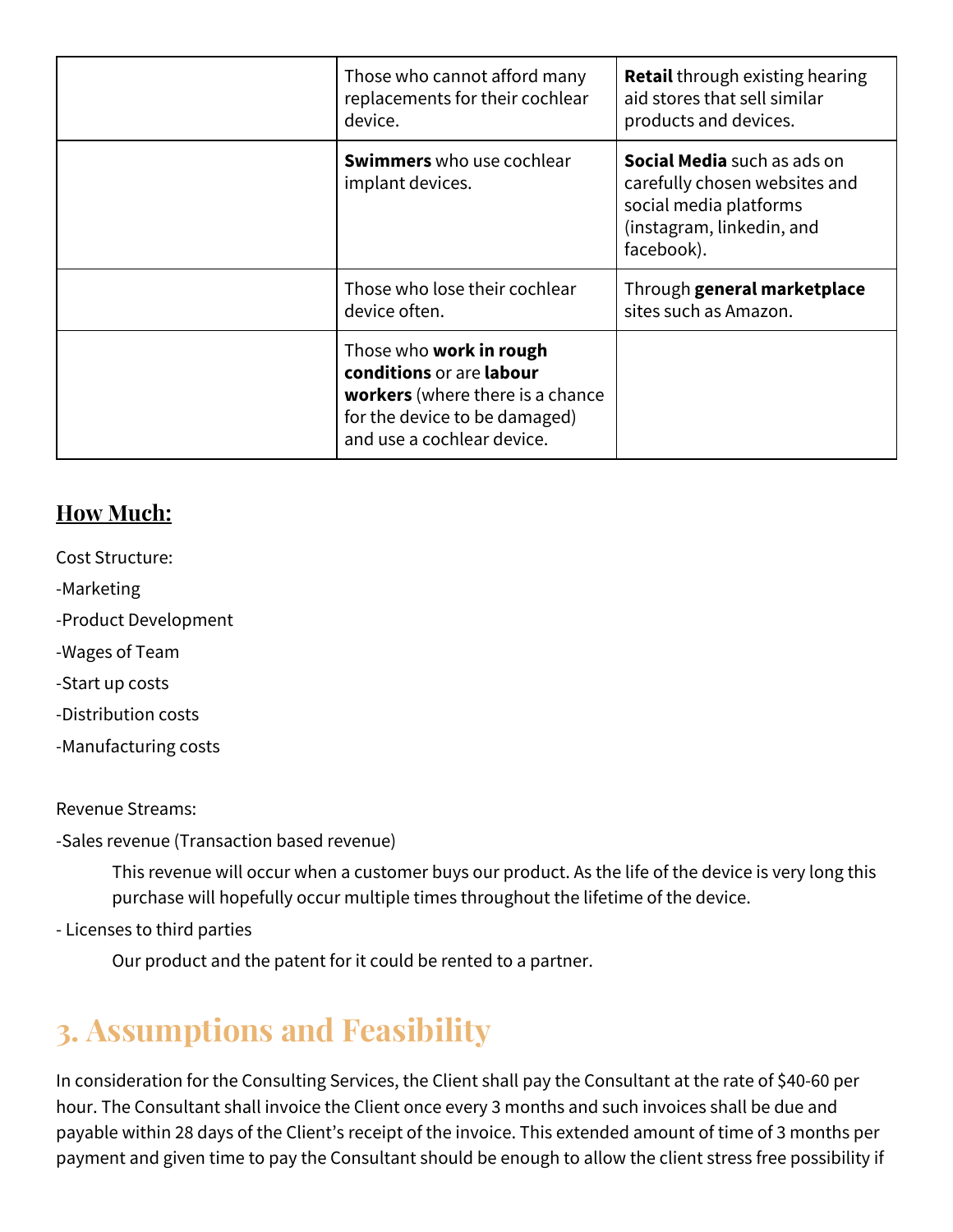| | | |
|---|---|---|
| | Those who cannot afford many replacements for their cochlear device. | **Retail** through existing hearing aid stores that sell similar products and devices. |
| | **Swimmers** who use cochlear implant devices. | **Social Media** such as ads on carefully chosen websites and social media platforms (instagram, linkedin, and facebook). |
| | Those who lose their cochlear device often. | Through **general marketplace** sites such as Amazon. |
| | Those who **work in rough conditions** or are **labour workers** (where there is a chance for the device to be damaged) and use a cochlear device. | |

## <u>How Much:</u>

Cost Structure:

-Marketing

-Product Development

-Wages of Team

-Start up costs

-Distribution costs

-Manufacturing costs

Revenue Streams:

-Sales revenue (Transaction based revenue)

This revenue will occur when a customer buys our product. As the life of the device is very long this purchase will hopefully occur multiple times throughout the lifetime of the device.

- Licenses to third parties

Our product and the patent for it could be rented to a partner.

# 3. Assumptions and Feasibility

In consideration for the Consulting Services, the Client shall pay the Consultant at the rate of $40-60 per hour. The Consultant shall invoice the Client once every 3 months and such invoices shall be due and payable within 28 days of the Client's receipt of the invoice. This extended amount of time of 3 months per payment and given time to pay the Consultant should be enough to allow the client stress free possibility if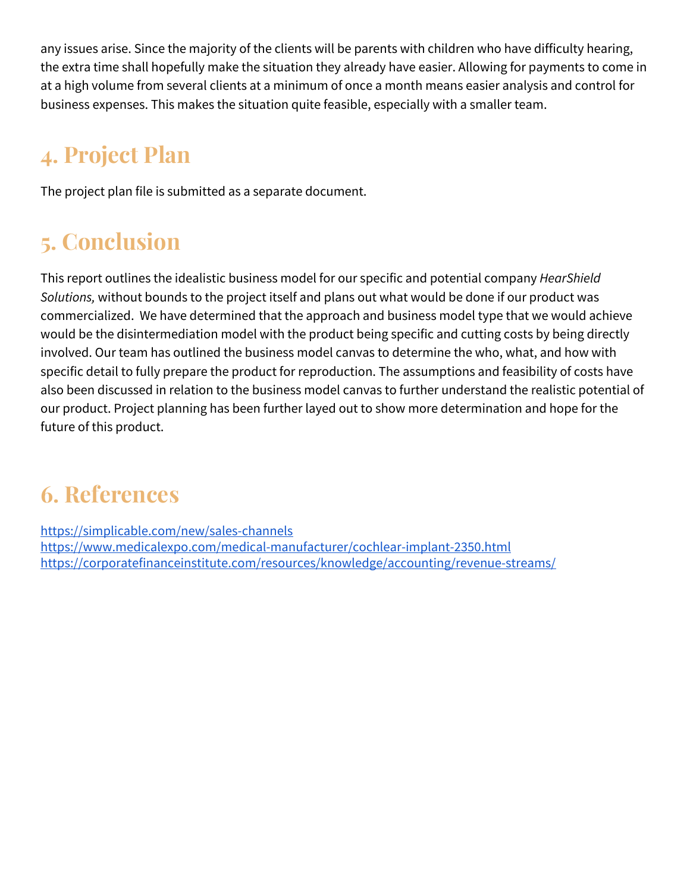any issues arise. Since the majority of the clients will be parents with children who have difficulty hearing, the extra time shall hopefully make the situation they already have easier. Allowing for payments to come in at a high volume from several clients at a minimum of once a month means easier analysis and control for business expenses. This makes the situation quite feasible, especially with a smaller team.

## 4. Project Plan

The project plan file is submitted as a separate document.

## 5. Conclusion

This report outlines the idealistic business model for our specific and potential company *HearShield Solutions,* without bounds to the project itself and plans out what would be done if our product was commercialized. We have determined that the approach and business model type that we would achieve would be the disintermediation model with the product being specific and cutting costs by being directly involved. Our team has outlined the business model canvas to determine the who, what, and how with specific detail to fully prepare the product for reproduction. The assumptions and feasibility of costs have also been discussed in relation to the business model canvas to further understand the realistic potential of our product. Project planning has been further layed out to show more determination and hope for the future of this product.

## 6. References

https://simplicable.com/new/sales-channels
https://www.medicalexpo.com/medical-manufacturer/cochlear-implant-2350.html
https://corporatefinanceinstitute.com/resources/knowledge/accounting/revenue-streams/